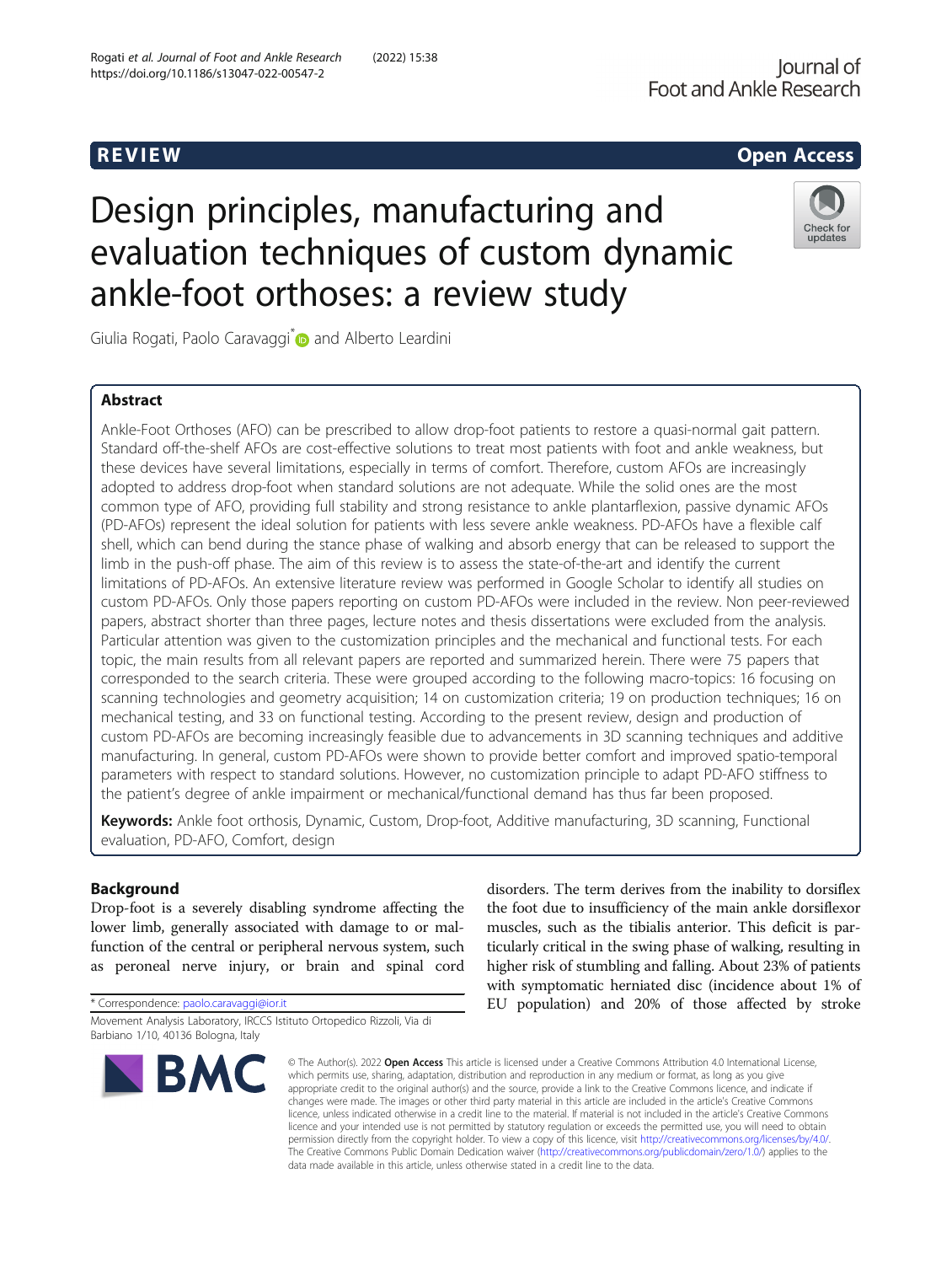**REVIEW** **Open Access**

# Design principles, manufacturing and evaluation techniques of custom dynamic ankle-foot orthoses: a review study

Giulia Rogati, Paolo Caravaggi* and Alberto Leardini

## Abstract

Ankle-Foot Orthoses (AFO) can be prescribed to allow drop-foot patients to restore a quasi-normal gait pattern. Standard off-the-shelf AFOs are cost-effective solutions to treat most patients with foot and ankle weakness, but these devices have several limitations, especially in terms of comfort. Therefore, custom AFOs are increasingly adopted to address drop-foot when standard solutions are not adequate. While the solid ones are the most common type of AFO, providing full stability and strong resistance to ankle plantarflexion, passive dynamic AFOs (PD-AFOs) represent the ideal solution for patients with less severe ankle weakness. PD-AFOs have a flexible calf shell, which can bend during the stance phase of walking and absorb energy that can be released to support the limb in the push-off phase. The aim of this review is to assess the state-of-the-art and identify the current limitations of PD-AFOs. An extensive literature review was performed in Google Scholar to identify all studies on custom PD-AFOs. Only those papers reporting on custom PD-AFOs were included in the review. Non peer-reviewed papers, abstract shorter than three pages, lecture notes and thesis dissertations were excluded from the analysis. Particular attention was given to the customization principles and the mechanical and functional tests. For each topic, the main results from all relevant papers are reported and summarized herein. There were 75 papers that corresponded to the search criteria. These were grouped according to the following macro-topics: 16 focusing on scanning technologies and geometry acquisition; 14 on customization criteria; 19 on production techniques; 16 on mechanical testing, and 33 on functional testing. According to the present review, design and production of custom PD-AFOs are becoming increasingly feasible due to advancements in 3D scanning techniques and additive manufacturing. In general, custom PD-AFOs were shown to provide better comfort and improved spatio-temporal parameters with respect to standard solutions. However, no customization principle to adapt PD-AFO stiffness to the patient's degree of ankle impairment or mechanical/functional demand has thus far been proposed.

**Keywords:** Ankle foot orthosis, Dynamic, Custom, Drop-foot, Additive manufacturing, 3D scanning, Functional evaluation, PD-AFO, Comfort, design

## Background

Drop-foot is a severely disabling syndrome affecting the lower limb, generally associated with damage to or malfunction of the central or peripheral nervous system, such as peroneal nerve injury, or brain and spinal cord disorders. The term derives from the inability to dorsiflex the foot due to insufficiency of the main ankle dorsiflexor muscles, such as the tibialis anterior. This deficit is particularly critical in the swing phase of walking, resulting in higher risk of stumbling and falling. About 23% of patients with symptomatic herniated disc (incidence about 1% of EU population) and 20% of those affected by stroke

* Correspondence: paolo.caravaggi@ior.it
Movement Analysis Laboratory, IRCCS Istituto Ortopedico Rizzoli, Via di Barbiano 1/10, 40136 Bologna, Italy

© The Author(s). 2022 **Open Access** This article is licensed under a Creative Commons Attribution 4.0 International License, which permits use, sharing, adaptation, distribution and reproduction in any medium or format, as long as you give appropriate credit to the original author(s) and the source, provide a link to the Creative Commons licence, and indicate if changes were made. The images or other third party material in this article are included in the article's Creative Commons licence, unless indicated otherwise in a credit line to the material. If material is not included in the article's Creative Commons licence and your intended use is not permitted by statutory regulation or exceeds the permitted use, you will need to obtain permission directly from the copyright holder. To view a copy of this licence, visit http://creativecommons.org/licenses/by/4.0/. The Creative Commons Public Domain Dedication waiver (http://creativecommons.org/publicdomain/zero/1.0/) applies to the data made available in this article, unless otherwise stated in a credit line to the data.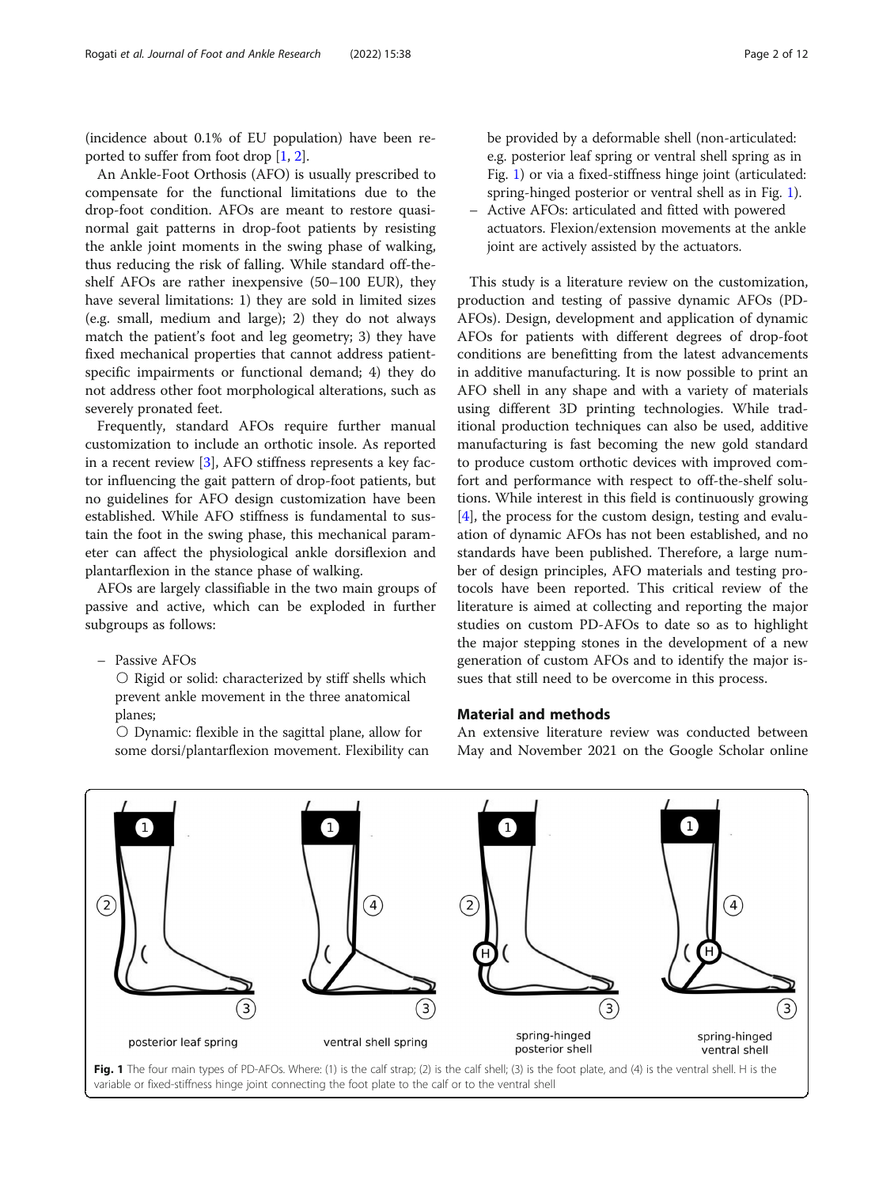(incidence about 0.1% of EU population) have been reported to suffer from foot drop [1, 2].

An Ankle-Foot Orthosis (AFO) is usually prescribed to compensate for the functional limitations due to the drop-foot condition. AFOs are meant to restore quasi-normal gait patterns in drop-foot patients by resisting the ankle joint moments in the swing phase of walking, thus reducing the risk of falling. While standard off-the-shelf AFOs are rather inexpensive (50–100 EUR), they have several limitations: 1) they are sold in limited sizes (e.g. small, medium and large); 2) they do not always match the patient's foot and leg geometry; 3) they have fixed mechanical properties that cannot address patient-specific impairments or functional demand; 4) they do not address other foot morphological alterations, such as severely pronated feet.

Frequently, standard AFOs require further manual customization to include an orthotic insole. As reported in a recent review [3], AFO stiffness represents a key factor influencing the gait pattern of drop-foot patients, but no guidelines for AFO design customization have been established. While AFO stiffness is fundamental to sustain the foot in the swing phase, this mechanical parameter can affect the physiological ankle dorsiflexion and plantarflexion in the stance phase of walking.

AFOs are largely classifiable in the two main groups of passive and active, which can be exploded in further subgroups as follows:

– Passive AFOs
  ○ Rigid or solid: characterized by stiff shells which prevent ankle movement in the three anatomical planes;
  ○ Dynamic: flexible in the sagittal plane, allow for some dorsi/plantarflexion movement. Flexibility can be provided by a deformable shell (non-articulated: e.g. posterior leaf spring or ventral shell spring as in Fig. 1) or via a fixed-stiffness hinge joint (articulated: spring-hinged posterior or ventral shell as in Fig. 1).
– Active AFOs: articulated and fitted with powered actuators. Flexion/extension movements at the ankle joint are actively assisted by the actuators.

This study is a literature review on the customization, production and testing of passive dynamic AFOs (PD-AFOs). Design, development and application of dynamic AFOs for patients with different degrees of drop-foot conditions are benefitting from the latest advancements in additive manufacturing. It is now possible to print an AFO shell in any shape and with a variety of materials using different 3D printing technologies. While traditional production techniques can also be used, additive manufacturing is fast becoming the new gold standard to produce custom orthotic devices with improved comfort and performance with respect to off-the-shelf solutions. While interest in this field is continuously growing [4], the process for the custom design, testing and evaluation of dynamic AFOs has not been established, and no standards have been published. Therefore, a large number of design principles, AFO materials and testing protocols have been reported. This critical review of the literature is aimed at collecting and reporting the major studies on custom PD-AFOs to date so as to highlight the major stepping stones in the development of a new generation of custom AFOs and to identify the major issues that still need to be overcome in this process.

## Material and methods

An extensive literature review was conducted between May and November 2021 on the Google Scholar online

**Fig. 1** The four main types of PD-AFOs. Where: (1) is the calf strap; (2) is the calf shell; (3) is the foot plate, and (4) is the ventral shell. H is the variable or fixed-stiffness hinge joint connecting the foot plate to the calf or to the ventral shell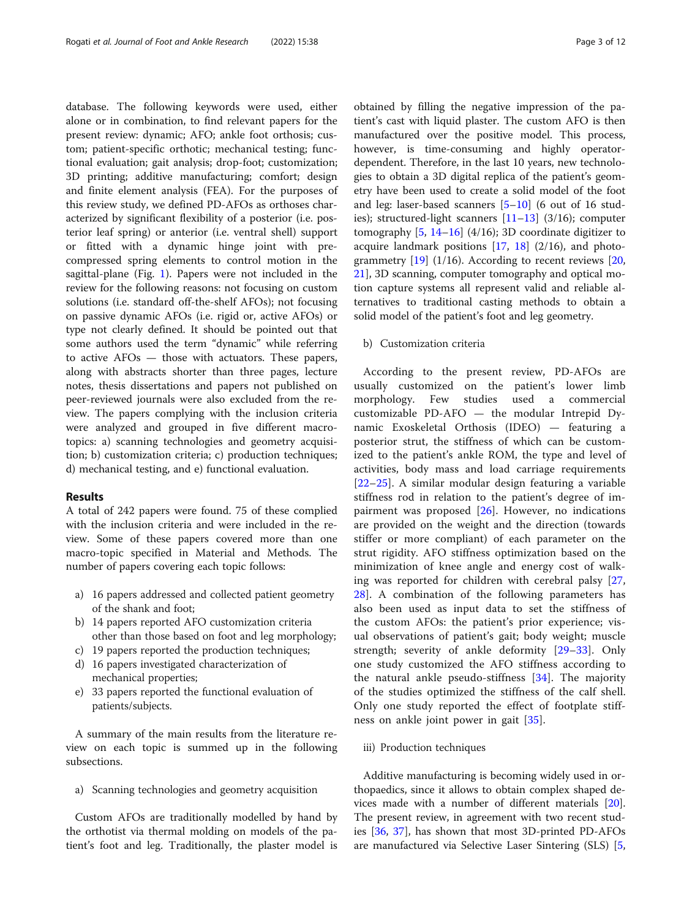database. The following keywords were used, either alone or in combination, to find relevant papers for the present review: dynamic; AFO; ankle foot orthosis; custom; patient-specific orthotic; mechanical testing; functional evaluation; gait analysis; drop-foot; customization; 3D printing; additive manufacturing; comfort; design and finite element analysis (FEA). For the purposes of this review study, we defined PD-AFOs as orthoses characterized by significant flexibility of a posterior (i.e. posterior leaf spring) or anterior (i.e. ventral shell) support or fitted with a dynamic hinge joint with pre-compressed spring elements to control motion in the sagittal-plane (Fig. 1). Papers were not included in the review for the following reasons: not focusing on custom solutions (i.e. standard off-the-shelf AFOs); not focusing on passive dynamic AFOs (i.e. rigid or, active AFOs) or type not clearly defined. It should be pointed out that some authors used the term "dynamic" while referring to active AFOs — those with actuators. These papers, along with abstracts shorter than three pages, lecture notes, thesis dissertations and papers not published on peer-reviewed journals were also excluded from the review. The papers complying with the inclusion criteria were analyzed and grouped in five different macro-topics: a) scanning technologies and geometry acquisition; b) customization criteria; c) production techniques; d) mechanical testing, and e) functional evaluation.

## Results

A total of 242 papers were found. 75 of these complied with the inclusion criteria and were included in the review. Some of these papers covered more than one macro-topic specified in Material and Methods. The number of papers covering each topic follows:

a) 16 papers addressed and collected patient geometry of the shank and foot;
b) 14 papers reported AFO customization criteria other than those based on foot and leg morphology;
c) 19 papers reported the production techniques;
d) 16 papers investigated characterization of mechanical properties;
e) 33 papers reported the functional evaluation of patients/subjects.

A summary of the main results from the literature review on each topic is summed up in the following subsections.

a) Scanning technologies and geometry acquisition

Custom AFOs are traditionally modelled by hand by the orthotist via thermal molding on models of the patient's foot and leg. Traditionally, the plaster model is obtained by filling the negative impression of the patient's cast with liquid plaster. The custom AFO is then manufactured over the positive model. This process, however, is time-consuming and highly operator-dependent. Therefore, in the last 10 years, new technologies to obtain a 3D digital replica of the patient's geometry have been used to create a solid model of the foot and leg: laser-based scanners [5–10] (6 out of 16 studies); structured-light scanners [11–13] (3/16); computer tomography [5, 14–16] (4/16); 3D coordinate digitizer to acquire landmark positions [17, 18] (2/16), and photogrammetry [19] (1/16). According to recent reviews [20, 21], 3D scanning, computer tomography and optical motion capture systems all represent valid and reliable alternatives to traditional casting methods to obtain a solid model of the patient's foot and leg geometry.

b) Customization criteria

According to the present review, PD-AFOs are usually customized on the patient's lower limb morphology. Few studies used a commercial customizable PD-AFO — the modular Intrepid Dynamic Exoskeletal Orthosis (IDEO) — featuring a posterior strut, the stiffness of which can be customized to the patient's ankle ROM, the type and level of activities, body mass and load carriage requirements [22–25]. A similar modular design featuring a variable stiffness rod in relation to the patient's degree of impairment was proposed [26]. However, no indications are provided on the weight and the direction (towards stiffer or more compliant) of each parameter on the strut rigidity. AFO stiffness optimization based on the minimization of knee angle and energy cost of walking was reported for children with cerebral palsy [27, 28]. A combination of the following parameters has also been used as input data to set the stiffness of the custom AFOs: the patient's prior experience; visual observations of patient's gait; body weight; muscle strength; severity of ankle deformity [29–33]. Only one study customized the AFO stiffness according to the natural ankle pseudo-stiffness [34]. The majority of the studies optimized the stiffness of the calf shell. Only one study reported the effect of footplate stiffness on ankle joint power in gait [35].

iii) Production techniques

Additive manufacturing is becoming widely used in orthopaedics, since it allows to obtain complex shaped devices made with a number of different materials [20]. The present review, in agreement with two recent studies [36, 37], has shown that most 3D-printed PD-AFOs are manufactured via Selective Laser Sintering (SLS) [5,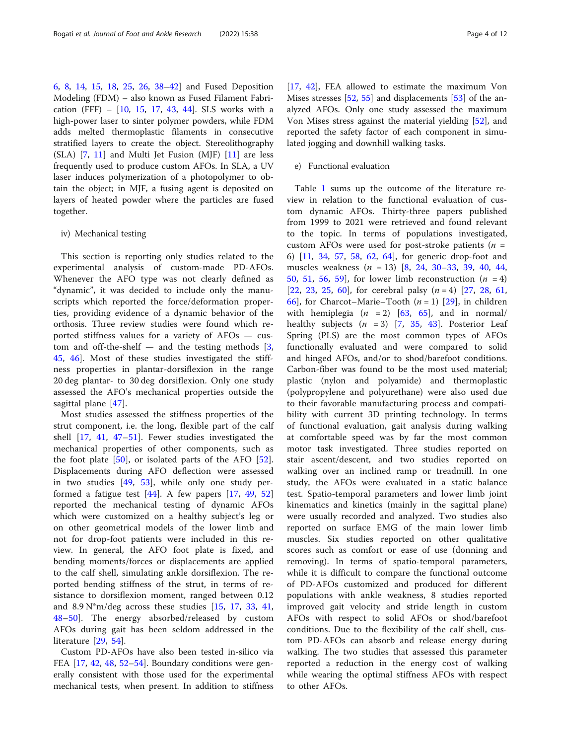6, 8, 14, 15, 18, 25, 26, 38–42] and Fused Deposition Modeling (FDM) – also known as Fused Filament Fabrication (FFF) – [10, 15, 17, 43, 44]. SLS works with a high-power laser to sinter polymer powders, while FDM adds melted thermoplastic filaments in consecutive stratified layers to create the object. Stereolithography (SLA) [7, 11] and Multi Jet Fusion (MJF) [11] are less frequently used to produce custom AFOs. In SLA, a UV laser induces polymerization of a photopolymer to obtain the object; in MJF, a fusing agent is deposited on layers of heated powder where the particles are fused together.

iv) Mechanical testing

This section is reporting only studies related to the experimental analysis of custom-made PD-AFOs. Whenever the AFO type was not clearly defined as "dynamic", it was decided to include only the manuscripts which reported the force/deformation properties, providing evidence of a dynamic behavior of the orthosis. Three review studies were found which reported stiffness values for a variety of AFOs — custom and off-the-shelf — and the testing methods [3, 45, 46]. Most of these studies investigated the stiffness properties in plantar-dorsiflexion in the range 20 deg plantar- to 30 deg dorsiflexion. Only one study assessed the AFO's mechanical properties outside the sagittal plane [47].

Most studies assessed the stiffness properties of the strut component, i.e. the long, flexible part of the calf shell [17, 41, 47–51]. Fewer studies investigated the mechanical properties of other components, such as the foot plate [50], or isolated parts of the AFO [52]. Displacements during AFO deflection were assessed in two studies [49, 53], while only one study performed a fatigue test [44]. A few papers [17, 49, 52] reported the mechanical testing of dynamic AFOs which were customized on a healthy subject's leg or on other geometrical models of the lower limb and not for drop-foot patients were included in this review. In general, the AFO foot plate is fixed, and bending moments/forces or displacements are applied to the calf shell, simulating ankle dorsiflexion. The reported bending stiffness of the strut, in terms of resistance to dorsiflexion moment, ranged between 0.12 and 8.9 N*m/deg across these studies [15, 17, 33, 41, 48–50]. The energy absorbed/released by custom AFOs during gait has been seldom addressed in the literature [29, 54].

Custom PD-AFOs have also been tested in-silico via FEA [17, 42, 48, 52–54]. Boundary conditions were generally consistent with those used for the experimental mechanical tests, when present. In addition to stiffness [17, 42], FEA allowed to estimate the maximum Von Mises stresses [52, 55] and displacements [53] of the analyzed AFOs. Only one study assessed the maximum Von Mises stress against the material yielding [52], and reported the safety factor of each component in simulated jogging and downhill walking tasks.

e) Functional evaluation

Table 1 sums up the outcome of the literature review in relation to the functional evaluation of custom dynamic AFOs. Thirty-three papers published from 1999 to 2021 were retrieved and found relevant to the topic. In terms of populations investigated, custom AFOs were used for post-stroke patients ($n$ = 6) [11, 34, 57, 58, 62, 64], for generic drop-foot and muscles weakness ($n$ = 13) [8, 24, 30–33, 39, 40, 44, 50, 51, 56, 59], for lower limb reconstruction ($n$ = 4) [22, 23, 25, 60], for cerebral palsy ($n$ = 4) [27, 28, 61, 66], for Charcot–Marie–Tooth ($n$ = 1) [29], in children with hemiplegia ($n$ = 2) [63, 65], and in normal/healthy subjects ($n$ = 3) [7, 35, 43]. Posterior Leaf Spring (PLS) are the most common types of AFOs functionally evaluated and were compared to solid and hinged AFOs, and/or to shod/barefoot conditions. Carbon-fiber was found to be the most used material; plastic (nylon and polyamide) and thermoplastic (polypropylene and polyurethane) were also used due to their favorable manufacturing process and compatibility with current 3D printing technology. In terms of functional evaluation, gait analysis during walking at comfortable speed was by far the most common motor task investigated. Three studies reported on stair ascent/descent, and two studies reported on walking over an inclined ramp or treadmill. In one study, the AFOs were evaluated in a static balance test. Spatio-temporal parameters and lower limb joint kinematics and kinetics (mainly in the sagittal plane) were usually recorded and analyzed. Two studies also reported on surface EMG of the main lower limb muscles. Six studies reported on other qualitative scores such as comfort or ease of use (donning and removing). In terms of spatio-temporal parameters, while it is difficult to compare the functional outcome of PD-AFOs customized and produced for different populations with ankle weakness, 8 studies reported improved gait velocity and stride length in custom AFOs with respect to solid AFOs or shod/barefoot conditions. Due to the flexibility of the calf shell, custom PD-AFOs can absorb and release energy during walking. The two studies that assessed this parameter reported a reduction in the energy cost of walking while wearing the optimal stiffness AFOs with respect to other AFOs.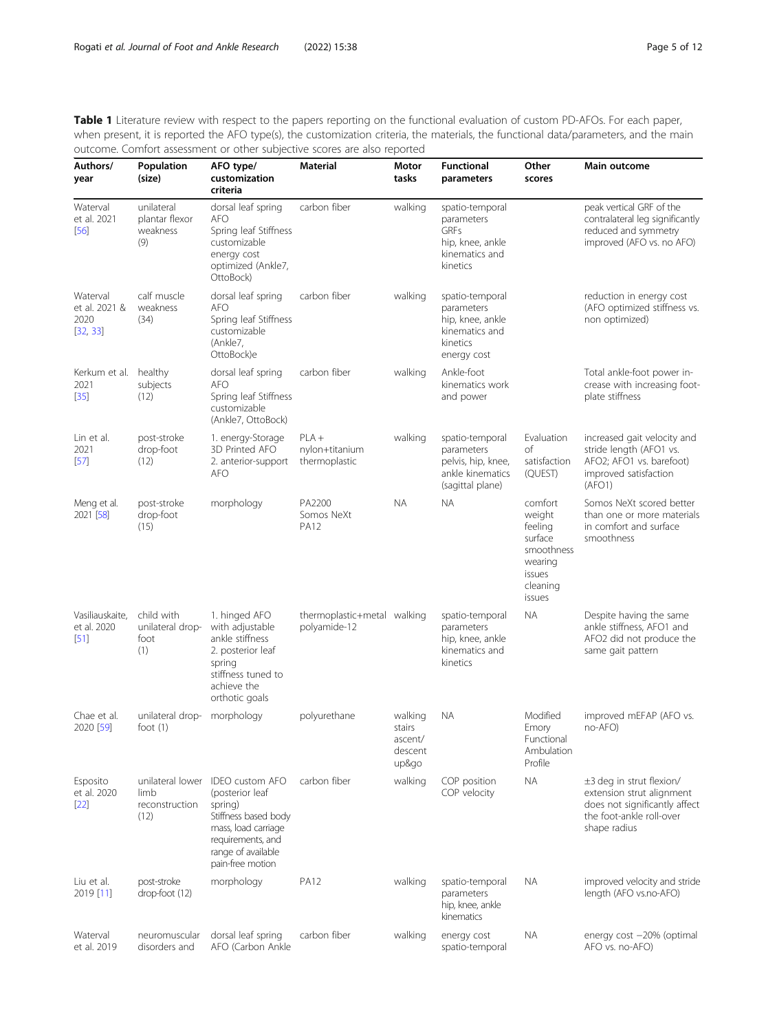**Table 1** Literature review with respect to the papers reporting on the functional evaluation of custom PD-AFOs. For each paper, when present, it is reported the AFO type(s), the customization criteria, the materials, the functional data/parameters, and the main outcome. Comfort assessment or other subjective scores are also reported

| Authors/ year | Population (size) | AFO type/ customization criteria | Material | Motor tasks | Functional parameters | Other scores | Main outcome |
|---|---|---|---|---|---|---|---|
| Waterval et al. 2021 [56] | unilateral plantar flexor weakness (9) | dorsal leaf spring AFO Spring leaf Stiffness customizable energy cost optimized (Ankle7, OttoBock) | carbon fiber | walking | spatio-temporal parameters GRFs hip, knee, ankle kinematics and kinetics | | peak vertical GRF of the contralateral leg significantly reduced and symmetry improved (AFO vs. no AFO) |
| Waterval et al. 2021 & 2020 [32, 33] | calf muscle weakness (34) | dorsal leaf spring AFO Spring leaf Stiffness customizable (Ankle7, OttoBock)e | carbon fiber | walking | spatio-temporal parameters hip, knee, ankle kinematics and kinetics energy cost | | reduction in energy cost (AFO optimized stiffness vs. non optimized) |
| Kerkum et al. 2021 [35] | healthy subjects (12) | dorsal leaf spring AFO Spring leaf Stiffness customizable (Ankle7, OttoBock) | carbon fiber | walking | Ankle-foot kinematics work and power | | Total ankle-foot power increase with increasing foot-plate stiffness |
| Lin et al. 2021 [57] | post-stroke drop-foot (12) | 1. energy-Storage 3D Printed AFO 2. anterior-support AFO | PLA + nylon+titanium thermoplastic | walking | spatio-temporal parameters pelvis, hip, knee, ankle kinematics (sagittal plane) | Evaluation of satisfaction (QUEST) | increased gait velocity and stride length (AFO1 vs. AFO2; AFO1 vs. barefoot) improved satisfaction (AFO1) |
| Meng et al. 2021 [58] | post-stroke drop-foot (15) | morphology | PA2200 Somos NeXt PA12 | NA | NA | comfort weight feeling surface smoothness wearing issues cleaning issues | Somos NeXt scored better than one or more materials in comfort and surface smoothness |
| Vasiliauskaite, et al. 2020 [51] | child with unilateral drop-foot (1) | 1. hinged AFO with adjustable ankle stiffness 2. posterior leaf spring stiffness tuned to achieve the orthotic goals | thermoplastic+metal polyamide-12 | walking | spatio-temporal parameters hip, knee, ankle kinematics and kinetics | NA | Despite having the same ankle stiffness, AFO1 and AFO2 did not produce the same gait pattern |
| Chae et al. 2020 [59] | unilateral drop-foot (1) | morphology | polyurethane | walking stairs ascent/ descent up&go | NA | Modified Emory Functional Ambulation Profile | improved mEFAP (AFO vs. no-AFO) |
| Esposito et al. 2020 [22] | unilateral lower limb reconstruction (12) | IDEO custom AFO (posterior leaf spring) Stiffness based body mass, load carriage requirements, and range of available pain-free motion | carbon fiber | walking | COP position COP velocity | NA | ±3 deg in strut flexion/ extension strut alignment does not significantly affect the foot-ankle roll-over shape radius |
| Liu et al. 2019 [11] | post-stroke drop-foot (12) | morphology | PA12 | walking | spatio-temporal parameters hip, knee, ankle kinematics | NA | improved velocity and stride length (AFO vs.no-AFO) |
| Waterval et al. 2019 | neuromuscular disorders and | dorsal leaf spring AFO (Carbon Ankle | carbon fiber | walking | energy cost spatio-temporal | NA | energy cost −20% (optimal AFO vs. no-AFO) |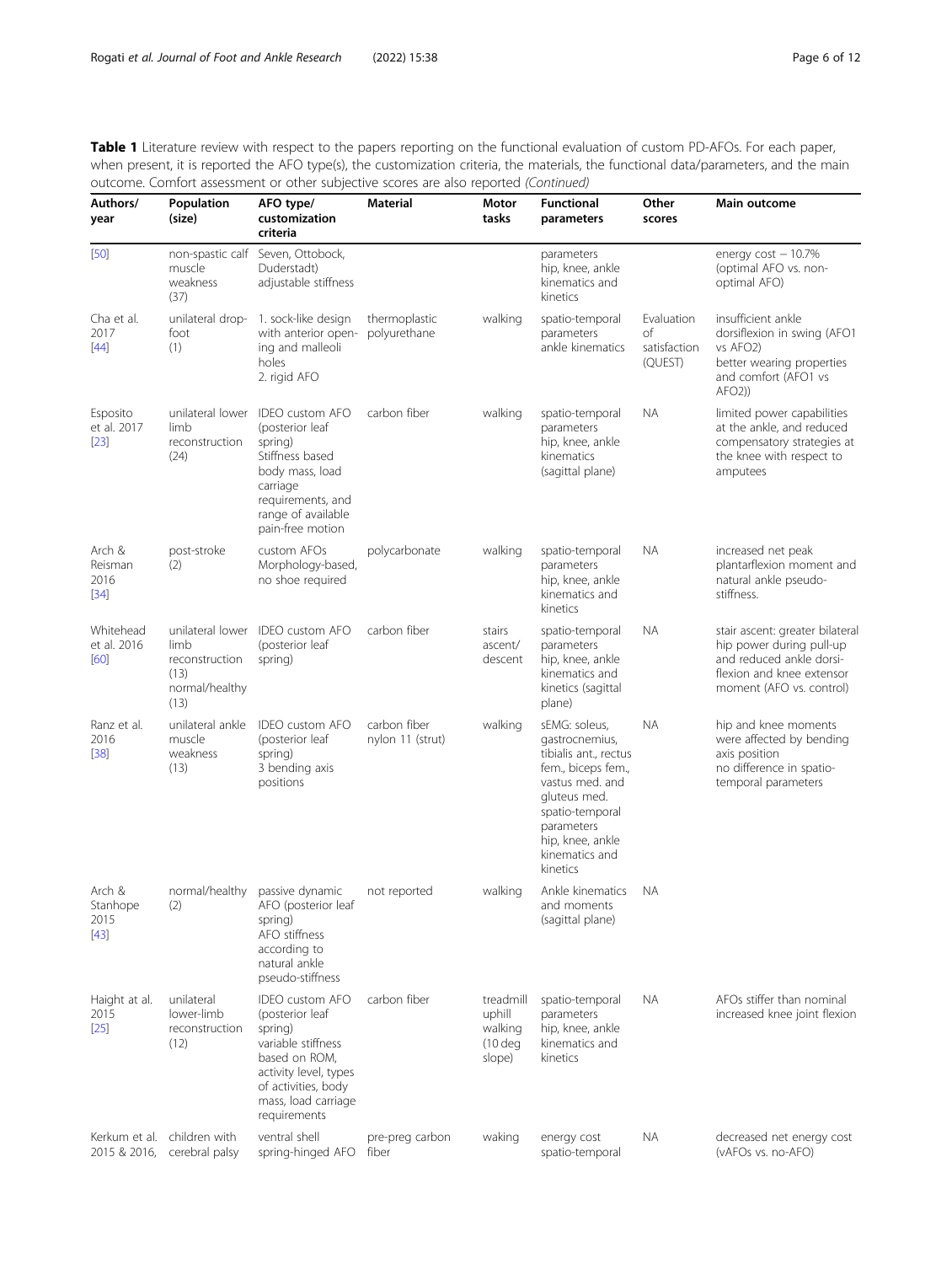**Table 1** Literature review with respect to the papers reporting on the functional evaluation of custom PD-AFOs. For each paper, when present, it is reported the AFO type(s), the customization criteria, the materials, the functional data/parameters, and the main outcome. Comfort assessment or other subjective scores are also reported *(Continued)*

| Authors/ year | Population (size) | AFO type/ customization criteria | Material | Motor tasks | Functional parameters | Other scores | Main outcome |
|---|---|---|---|---|---|---|---|
| [50] | non-spastic calf muscle weakness (37) | Seven, Ottobock, Duderstadt) adjustable stiffness | | | parameters hip, knee, ankle kinematics and kinetics | | energy cost − 10.7% (optimal AFO vs. non-optimal AFO) |
| Cha et al. 2017 [44] | unilateral drop-foot (1) | 1. sock-like design with anterior opening and malleoli holes 2. rigid AFO | thermoplastic polyurethane | walking | spatio-temporal parameters ankle kinematics | Evaluation of satisfaction (QUEST) | insufficient ankle dorsiflexion in swing (AFO1 vs AFO2) better wearing properties and comfort (AFO1 vs AFO2)) |
| Esposito et al. 2017 [23] | unilateral lower limb reconstruction (24) | IDEO custom AFO (posterior leaf spring) Stiffness based body mass, load carriage requirements, and range of available pain-free motion | carbon fiber | walking | spatio-temporal parameters hip, knee, ankle kinematics (sagittal plane) | NA | limited power capabilities at the ankle, and reduced compensatory strategies at the knee with respect to amputees |
| Arch & Reisman 2016 [34] | post-stroke (2) | custom AFOs Morphology-based, no shoe required | polycarbonate | walking | spatio-temporal parameters hip, knee, ankle kinematics and kinetics | NA | increased net peak plantarflexion moment and natural ankle pseudo-stiffness. |
| Whitehead et al. 2016 [60] | unilateral lower limb reconstruction (13) normal/healthy (13) | IDEO custom AFO (posterior leaf spring) | carbon fiber | stairs ascent/ descent | spatio-temporal parameters hip, knee, ankle kinematics and kinetics (sagittal plane) | NA | stair ascent: greater bilateral hip power during pull-up and reduced ankle dorsi-flexion and knee extensor moment (AFO vs. control) |
| Ranz et al. 2016 [38] | unilateral ankle muscle weakness (13) | IDEO custom AFO (posterior leaf spring) 3 bending axis positions | carbon fiber nylon 11 (strut) | walking | sEMG: soleus, gastrocnemius, tibialis ant., rectus fem., biceps fem., vastus med. and gluteus med. spatio-temporal parameters hip, knee, ankle kinematics and kinetics | NA | hip and knee moments were affected by bending axis position no difference in spatio-temporal parameters |
| Arch & Stanhope 2015 [43] | normal/healthy (2) | passive dynamic AFO (posterior leaf spring) AFO stiffness according to natural ankle pseudo-stiffness | not reported | walking | Ankle kinematics and moments (sagittal plane) | NA | |
| Haight at al. 2015 [25] | unilateral lower-limb reconstruction (12) | IDEO custom AFO (posterior leaf spring) variable stiffness based on ROM, activity level, types of activities, body mass, load carriage requirements | carbon fiber | treadmill uphill walking (10 deg slope) | spatio-temporal parameters hip, knee, ankle kinematics and kinetics | NA | AFOs stiffer than nominal increased knee joint flexion |
| Kerkum et al. 2015 & 2016, | children with cerebral palsy | ventral shell spring-hinged AFO | pre-preg carbon fiber | waking | energy cost spatio-temporal | NA | decreased net energy cost (vAFOs vs. no-AFO) |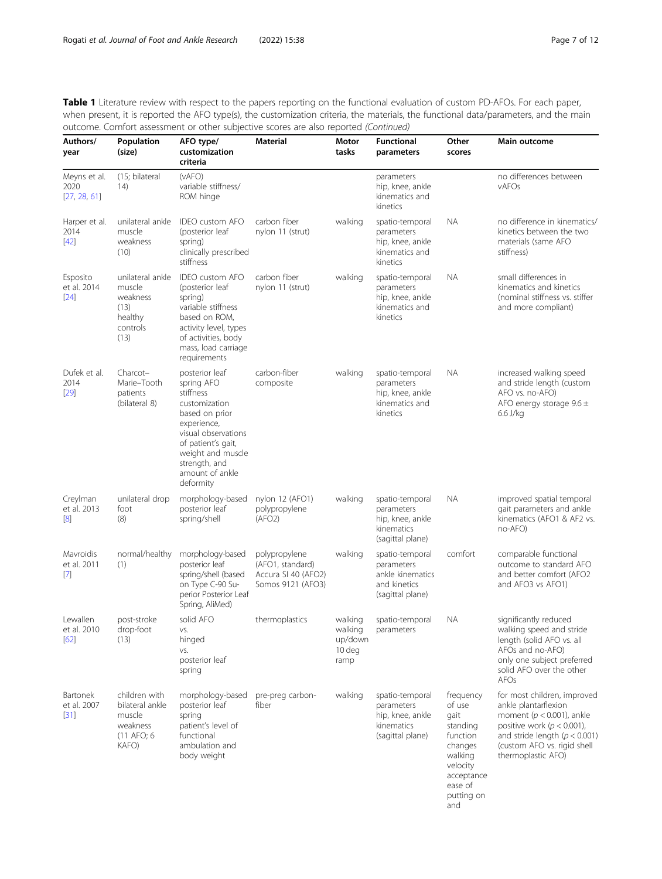**Table 1** Literature review with respect to the papers reporting on the functional evaluation of custom PD-AFOs. For each paper, when present, it is reported the AFO type(s), the customization criteria, the materials, the functional data/parameters, and the main outcome. Comfort assessment or other subjective scores are also reported *(Continued)*

| Authors/ year | Population (size) | AFO type/ customization criteria | Material | Motor tasks | Functional parameters | Other scores | Main outcome |
|---|---|---|---|---|---|---|---|
| Meyns et al. 2020 [27, 28, 61] | (15; bilateral 14) | (vAFO) variable stiffness/ ROM hinge | | | parameters hip, knee, ankle kinematics and kinetics | | no differences between vAFOs |
| Harper et al. 2014 [42] | unilateral ankle muscle weakness (10) | IDEO custom AFO (posterior leaf spring) clinically prescribed stiffness | carbon fiber nylon 11 (strut) | walking | spatio-temporal parameters hip, knee, ankle kinematics and kinetics | NA | no difference in kinematics/ kinetics between the two materials (same AFO stiffness) |
| Esposito et al. 2014 [24] | unilateral ankle muscle weakness (13) healthy controls (13) | IDEO custom AFO (posterior leaf spring) variable stiffness based on ROM, activity level, types of activities, body mass, load carriage requirements | carbon fiber nylon 11 (strut) | walking | spatio-temporal parameters hip, knee, ankle kinematics and kinetics | NA | small differences in kinematics and kinetics (nominal stiffness vs. stiffer and more compliant) |
| Dufek et al. 2014 [29] | Charcot–Marie–Tooth patients (bilateral 8) | posterior leaf spring AFO stiffness customization based on prior experience, visual observations of patient's gait, weight and muscle strength, and amount of ankle deformity | carbon-fiber composite | walking | spatio-temporal parameters hip, knee, ankle kinematics and kinetics | NA | increased walking speed and stride length (custom AFO vs. no-AFO) AFO energy storage 9.6 ± 6.6 J/kg |
| Creylman et al. 2013 [8] | unilateral drop foot (8) | morphology-based posterior leaf spring/shell | nylon 12 (AFO1) polypropylene (AFO2) | walking | spatio-temporal parameters hip, knee, ankle kinematics (sagittal plane) | NA | improved spatial temporal gait parameters and ankle kinematics (AFO1 & AF2 vs. no-AFO) |
| Mavroidis et al. 2011 [7] | normal/healthy (1) | morphology-based posterior leaf spring/shell (based on Type C-90 Superior Posterior Leaf Spring, AliMed) | polypropylene (AFO1, standard) Accura SI 40 (AFO2) Somos 9121 (AFO3) | walking | spatio-temporal parameters ankle kinematics and kinetics (sagittal plane) | comfort | comparable functional outcome to standard AFO and better comfort (AFO2 and AFO3 vs AFO1) |
| Lewallen et al. 2010 [62] | post-stroke drop-foot (13) | solid AFO vs. hinged vs. posterior leaf spring | thermoplastics | walking walking up/down 10 deg ramp | spatio-temporal parameters | NA | significantly reduced walking speed and stride length (solid AFO vs. all AFOs and no-AFO) only one subject preferred solid AFO over the other AFOs |
| Bartonek et al. 2007 [31] | children with bilateral ankle muscle weakness (11 AFO; 6 KAFO) | morphology-based posterior leaf spring patient's level of functional ambulation and body weight | pre-preg carbon-fiber | walking | spatio-temporal parameters hip, knee, ankle kinematics (sagittal plane) | frequency of use gait standing function changes walking velocity acceptance ease of putting on and | for most children, improved ankle plantarflexion moment ($p < 0.001$), ankle positive work ($p < 0.001$), and stride length ($p < 0.001$) (custom AFO vs. rigid shell thermoplastic AFO) |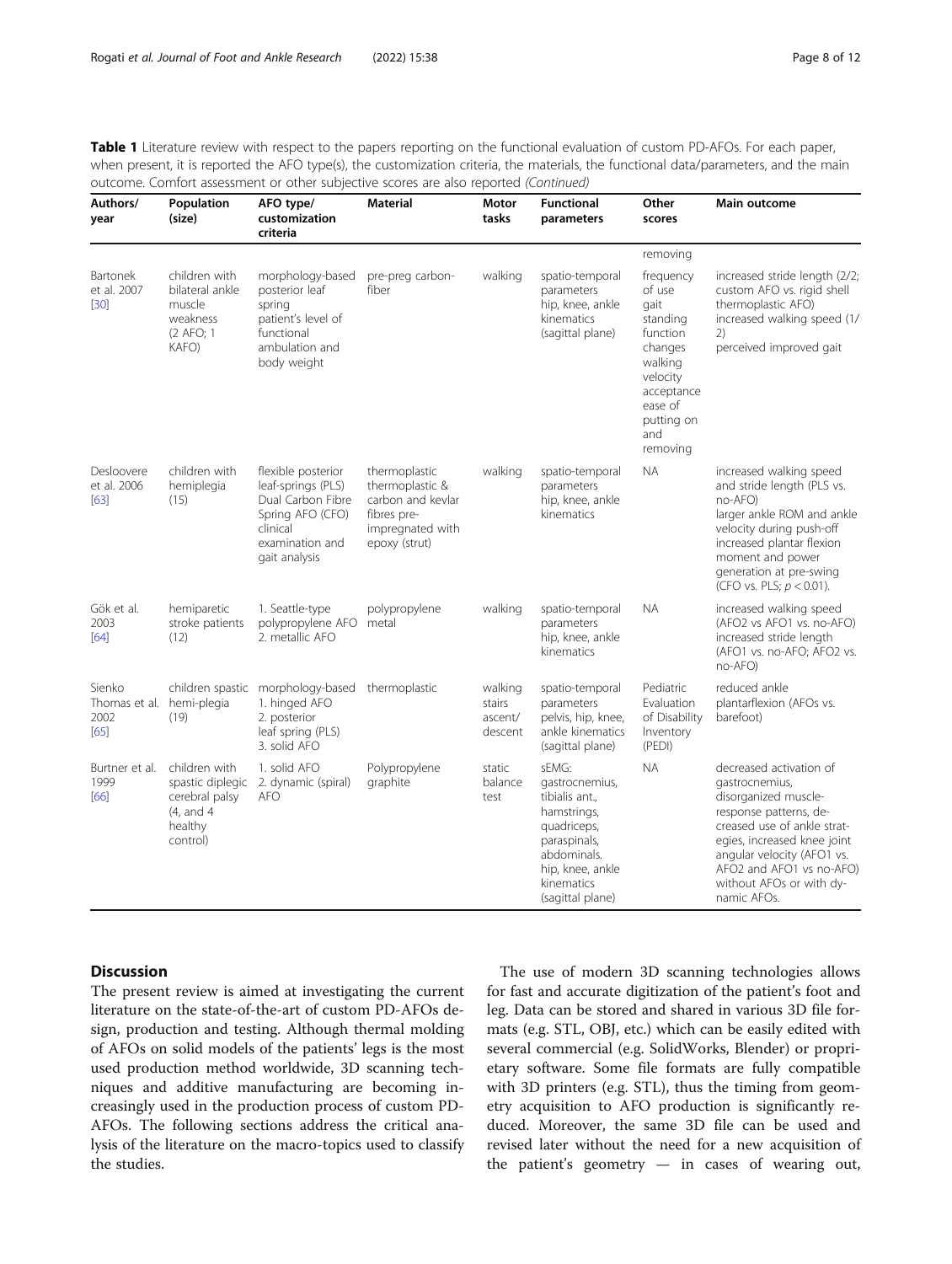**Table 1** Literature review with respect to the papers reporting on the functional evaluation of custom PD-AFOs. For each paper, when present, it is reported the AFO type(s), the customization criteria, the materials, the functional data/parameters, and the main outcome. Comfort assessment or other subjective scores are also reported *(Continued)*

| Authors/ year | Population (size) | AFO type/ customization criteria | Material | Motor tasks | Functional parameters | Other scores | Main outcome |
|---|---|---|---|---|---|---|---|
| | | | | | | removing | |
| Bartonek et al. 2007 [30] | children with bilateral ankle muscle weakness (2 AFO; 1 KAFO) | morphology-based posterior leaf spring patient's level of functional ambulation and body weight | pre-preg carbon-fiber | walking | spatio-temporal parameters hip, knee, ankle kinematics (sagittal plane) | frequency of use gait standing function changes walking velocity acceptance ease of putting on and removing | increased stride length (2/2; custom AFO vs. rigid shell thermoplastic AFO) increased walking speed (1/2) perceived improved gait |
| Desloovere et al. 2006 [63] | children with hemiplegia (15) | flexible posterior leaf-springs (PLS) Dual Carbon Fibre Spring AFO (CFO) clinical examination and gait analysis | thermoplastic thermoplastic & carbon and kevlar fibres pre-impregnated with epoxy (strut) | walking | spatio-temporal parameters hip, knee, ankle kinematics | NA | increased walking speed and stride length (PLS vs. no-AFO) larger ankle ROM and ankle velocity during push-off increased plantar flexion moment and power generation at pre-swing (CFO vs. PLS; $p < 0.01$). |
| Gök et al. 2003 [64] | hemiparetic stroke patients (12) | 1. Seattle-type polypropylene AFO 2. metallic AFO | polypropylene metal | walking | spatio-temporal parameters hip, knee, ankle kinematics | NA | increased walking speed (AFO2 vs AFO1 vs. no-AFO) increased stride length (AFO1 vs. no-AFO; AFO2 vs. no-AFO) |
| Sienko Thomas et al. 2002 [65] | children spastic hemi-plegia (19) | morphology-based 1. hinged AFO 2. posterior leaf spring (PLS) 3. solid AFO | thermoplastic | walking stairs ascent/ descent | spatio-temporal parameters pelvis, hip, knee, ankle kinematics (sagittal plane) | Pediatric Evaluation of Disability Inventory (PEDI) | reduced ankle plantarflexion (AFOs vs. barefoot) |
| Burtner et al. 1999 [66] | children with spastic diplegic cerebral palsy (4, and 4 healthy control) | 1. solid AFO 2. dynamic (spiral) AFO | Polypropylene graphite | static balance test | sEMG: gastrocnemius, tibialis ant., hamstrings, quadriceps, paraspinals, abdominals. hip, knee, ankle kinematics (sagittal plane) | NA | decreased activation of gastrocnemius, disorganized muscle-response patterns, decreased use of ankle strategies, increased knee joint angular velocity (AFO1 vs. AFO2 and AFO1 vs no-AFO) without AFOs or with dynamic AFOs. |

## Discussion

The present review is aimed at investigating the current literature on the state-of-the-art of custom PD-AFOs design, production and testing. Although thermal molding of AFOs on solid models of the patients' legs is the most used production method worldwide, 3D scanning techniques and additive manufacturing are becoming increasingly used in the production process of custom PD-AFOs. The following sections address the critical analysis of the literature on the macro-topics used to classify the studies.

The use of modern 3D scanning technologies allows for fast and accurate digitization of the patient's foot and leg. Data can be stored and shared in various 3D file formats (e.g. STL, OBJ, etc.) which can be easily edited with several commercial (e.g. SolidWorks, Blender) or proprietary software. Some file formats are fully compatible with 3D printers (e.g. STL), thus the timing from geometry acquisition to AFO production is significantly reduced. Moreover, the same 3D file can be used and revised later without the need for a new acquisition of the patient's geometry — in cases of wearing out,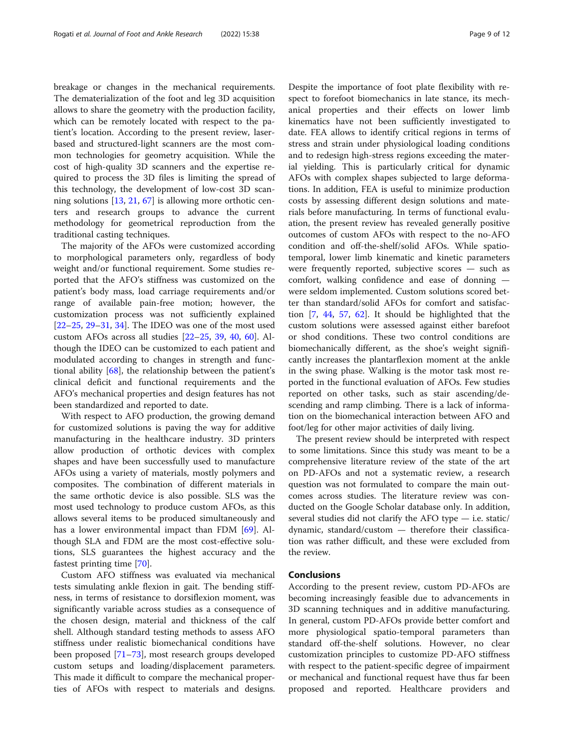breakage or changes in the mechanical requirements. The dematerialization of the foot and leg 3D acquisition allows to share the geometry with the production facility, which can be remotely located with respect to the patient's location. According to the present review, laser-based and structured-light scanners are the most common technologies for geometry acquisition. While the cost of high-quality 3D scanners and the expertise required to process the 3D files is limiting the spread of this technology, the development of low-cost 3D scanning solutions [13, 21, 67] is allowing more orthotic centers and research groups to advance the current methodology for geometrical reproduction from the traditional casting techniques.

The majority of the AFOs were customized according to morphological parameters only, regardless of body weight and/or functional requirement. Some studies reported that the AFO's stiffness was customized on the patient's body mass, load carriage requirements and/or range of available pain-free motion; however, the customization process was not sufficiently explained [22–25, 29–31, 34]. The IDEO was one of the most used custom AFOs across all studies [22–25, 39, 40, 60]. Although the IDEO can be customized to each patient and modulated according to changes in strength and functional ability [68], the relationship between the patient's clinical deficit and functional requirements and the AFO's mechanical properties and design features has not been standardized and reported to date.

With respect to AFO production, the growing demand for customized solutions is paving the way for additive manufacturing in the healthcare industry. 3D printers allow production of orthotic devices with complex shapes and have been successfully used to manufacture AFOs using a variety of materials, mostly polymers and composites. The combination of different materials in the same orthotic device is also possible. SLS was the most used technology to produce custom AFOs, as this allows several items to be produced simultaneously and has a lower environmental impact than FDM [69]. Although SLA and FDM are the most cost-effective solutions, SLS guarantees the highest accuracy and the fastest printing time [70].

Custom AFO stiffness was evaluated via mechanical tests simulating ankle flexion in gait. The bending stiffness, in terms of resistance to dorsiflexion moment, was significantly variable across studies as a consequence of the chosen design, material and thickness of the calf shell. Although standard testing methods to assess AFO stiffness under realistic biomechanical conditions have been proposed [71–73], most research groups developed custom setups and loading/displacement parameters. This made it difficult to compare the mechanical properties of AFOs with respect to materials and designs. Despite the importance of foot plate flexibility with respect to forefoot biomechanics in late stance, its mechanical properties and their effects on lower limb kinematics have not been sufficiently investigated to date. FEA allows to identify critical regions in terms of stress and strain under physiological loading conditions and to redesign high-stress regions exceeding the material yielding. This is particularly critical for dynamic AFOs with complex shapes subjected to large deformations. In addition, FEA is useful to minimize production costs by assessing different design solutions and materials before manufacturing. In terms of functional evaluation, the present review has revealed generally positive outcomes of custom AFOs with respect to the no-AFO condition and off-the-shelf/solid AFOs. While spatio-temporal, lower limb kinematic and kinetic parameters were frequently reported, subjective scores — such as comfort, walking confidence and ease of donning — were seldom implemented. Custom solutions scored better than standard/solid AFOs for comfort and satisfaction [7, 44, 57, 62]. It should be highlighted that the custom solutions were assessed against either barefoot or shod conditions. These two control conditions are biomechanically different, as the shoe's weight significantly increases the plantarflexion moment at the ankle in the swing phase. Walking is the motor task most reported in the functional evaluation of AFOs. Few studies reported on other tasks, such as stair ascending/descending and ramp climbing. There is a lack of information on the biomechanical interaction between AFO and foot/leg for other major activities of daily living.

The present review should be interpreted with respect to some limitations. Since this study was meant to be a comprehensive literature review of the state of the art on PD-AFOs and not a systematic review, a research question was not formulated to compare the main outcomes across studies. The literature review was conducted on the Google Scholar database only. In addition, several studies did not clarify the AFO type — i.e. static/dynamic, standard/custom — therefore their classification was rather difficult, and these were excluded from the review.

## Conclusions

According to the present review, custom PD-AFOs are becoming increasingly feasible due to advancements in 3D scanning techniques and in additive manufacturing. In general, custom PD-AFOs provide better comfort and more physiological spatio-temporal parameters than standard off-the-shelf solutions. However, no clear customization principles to customize PD-AFO stiffness with respect to the patient-specific degree of impairment or mechanical and functional request have thus far been proposed and reported. Healthcare providers and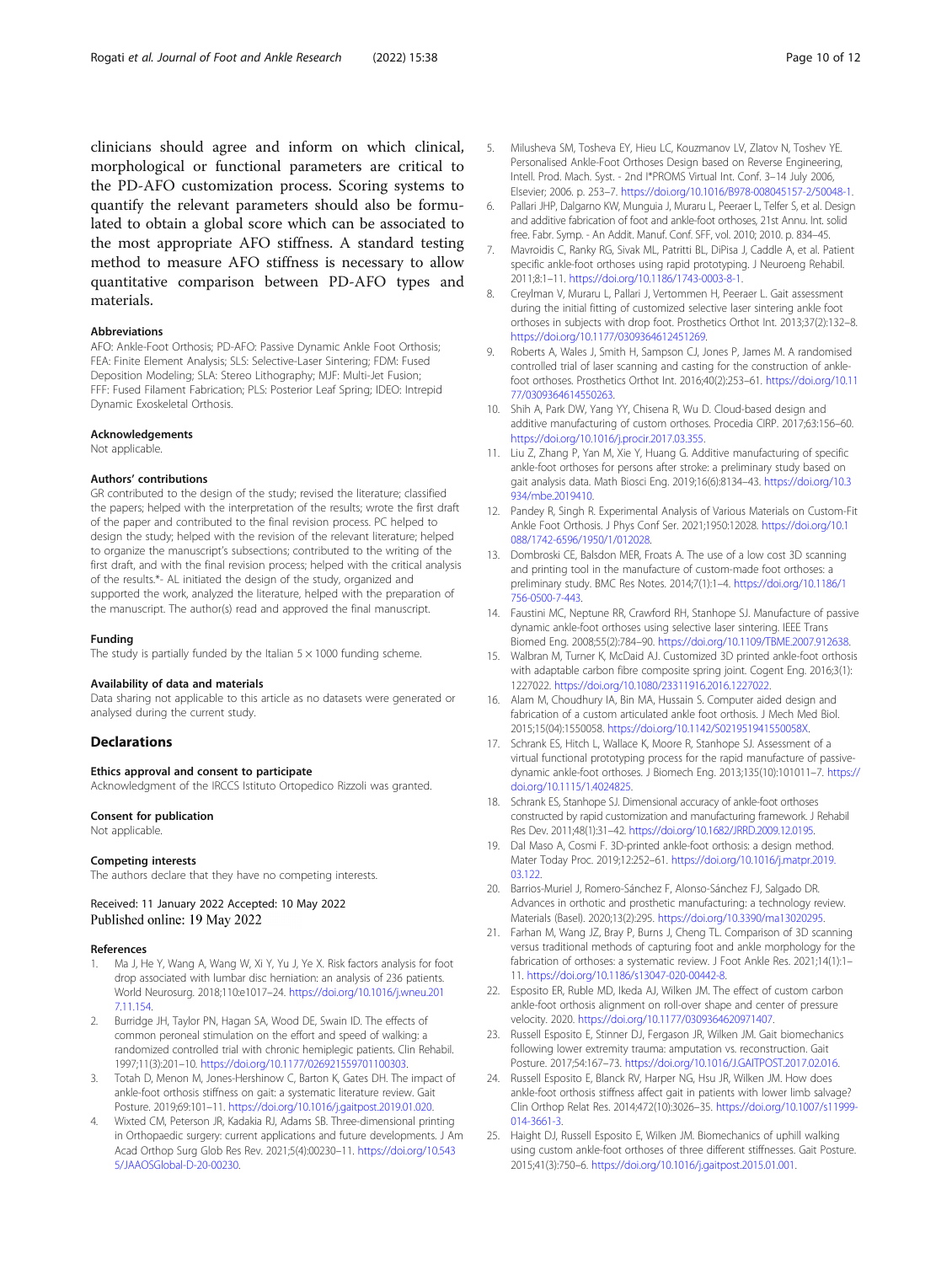clinicians should agree and inform on which clinical, morphological or functional parameters are critical to the PD-AFO customization process. Scoring systems to quantify the relevant parameters should also be formulated to obtain a global score which can be associated to the most appropriate AFO stiffness. A standard testing method to measure AFO stiffness is necessary to allow quantitative comparison between PD-AFO types and materials.

#### Abbreviations

AFO: Ankle-Foot Orthosis; PD-AFO: Passive Dynamic Ankle Foot Orthosis; FEA: Finite Element Analysis; SLS: Selective-Laser Sintering; FDM: Fused Deposition Modeling; SLA: Stereo Lithography; MJF: Multi-Jet Fusion; FFF: Fused Filament Fabrication; PLS: Posterior Leaf Spring; IDEO: Intrepid Dynamic Exoskeletal Orthosis.

#### Acknowledgements

Not applicable.

#### Authors' contributions

GR contributed to the design of the study; revised the literature; classified the papers; helped with the interpretation of the results; wrote the first draft of the paper and contributed to the final revision process. PC helped to design the study; helped with the revision of the relevant literature; helped to organize the manuscript's subsections; contributed to the writing of the first draft, and with the final revision process; helped with the critical analysis of the results.*- AL initiated the design of the study, organized and supported the work, analyzed the literature, helped with the preparation of the manuscript. The author(s) read and approved the final manuscript.

#### Funding

The study is partially funded by the Italian 5 × 1000 funding scheme.

#### Availability of data and materials

Data sharing not applicable to this article as no datasets were generated or analysed during the current study.

## Declarations

#### Ethics approval and consent to participate

Acknowledgment of the IRCCS Istituto Ortopedico Rizzoli was granted.

#### Consent for publication

Not applicable.

#### Competing interests

The authors declare that they have no competing interests.

Received: 11 January 2022 Accepted: 10 May 2022
Published online: 19 May 2022

#### References

1. Ma J, He Y, Wang A, Wang W, Xi Y, Yu J, Ye X. Risk factors analysis for foot drop associated with lumbar disc herniation: an analysis of 236 patients. World Neurosurg. 2018;110:e1017–24. https://doi.org/10.1016/j.wneu.2017.11.154.
2. Burridge JH, Taylor PN, Hagan SA, Wood DE, Swain ID. The effects of common peroneal stimulation on the effort and speed of walking: a randomized controlled trial with chronic hemiplegic patients. Clin Rehabil. 1997;11(3):201–10. https://doi.org/10.1177/026921559701100303.
3. Totah D, Menon M, Jones-Hershinow C, Barton K, Gates DH. The impact of ankle-foot orthosis stiffness on gait: a systematic literature review. Gait Posture. 2019;69:101–11. https://doi.org/10.1016/j.gaitpost.2019.01.020.
4. Wixted CM, Peterson JR, Kadakia RJ, Adams SB. Three-dimensional printing in Orthopaedic surgery: current applications and future developments. J Am Acad Orthop Surg Glob Res Rev. 2021;5(4):00230–11. https://doi.org/10.5435/JAAOSGlobal-D-20-00230.
5. Milusheva SM, Tosheva EY, Hieu LC, Kouzmanov LV, Zlatov N, Toshev YE. Personalised Ankle-Foot Orthoses Design based on Reverse Engineering, Intell. Prod. Mach. Syst. - 2nd I*PROMS Virtual Int. Conf. 3–14 July 2006, Elsevier; 2006. p. 253–7. https://doi.org/10.1016/B978-008045157-2/50048-1.
6. Pallari JHP, Dalgarno KW, Munguia J, Muraru L, Peeraer L, Telfer S, et al. Design and additive fabrication of foot and ankle-foot orthoses, 21st Annu. Int. solid free. Fabr. Symp. - An Addit. Manuf. Conf. SFF, vol. 2010; 2010. p. 834–45.
7. Mavroidis C, Ranky RG, Sivak ML, Patritti BL, DiPisa J, Caddle A, et al. Patient specific ankle-foot orthoses using rapid prototyping. J Neuroeng Rehabil. 2011;8:1–11. https://doi.org/10.1186/1743-0003-8-1.
8. Creylman V, Muraru L, Pallari J, Vertommen H, Peeraer L. Gait assessment during the initial fitting of customized selective laser sintering ankle foot orthoses in subjects with drop foot. Prosthetics Orthot Int. 2013;37(2):132–8. https://doi.org/10.1177/0309364612451269.
9. Roberts A, Wales J, Smith H, Sampson CJ, Jones P, James M. A randomised controlled trial of laser scanning and casting for the construction of ankle-foot orthoses. Prosthetics Orthot Int. 2016;40(2):253–61. https://doi.org/10.1177/0309364614550263.
10. Shih A, Park DW, Yang YY, Chisena R, Wu D. Cloud-based design and additive manufacturing of custom orthoses. Procedia CIRP. 2017;63:156–60. https://doi.org/10.1016/j.procir.2017.03.355.
11. Liu Z, Zhang P, Yan M, Xie Y, Huang G. Additive manufacturing of specific ankle-foot orthoses for persons after stroke: a preliminary study based on gait analysis data. Math Biosci Eng. 2019;16(6):8134–43. https://doi.org/10.3934/mbe.2019410.
12. Pandey R, Singh R. Experimental Analysis of Various Materials on Custom-Fit Ankle Foot Orthosis. J Phys Conf Ser. 2021;1950:12028. https://doi.org/10.1088/1742-6596/1950/1/012028.
13. Dombroski CE, Balsdon MER, Froats A. The use of a low cost 3D scanning and printing tool in the manufacture of custom-made foot orthoses: a preliminary study. BMC Res Notes. 2014;7(1):1–4. https://doi.org/10.1186/1756-0500-7-443.
14. Faustini MC, Neptune RR, Crawford RH, Stanhope SJ. Manufacture of passive dynamic ankle-foot orthoses using selective laser sintering. IEEE Trans Biomed Eng. 2008;55(2):784–90. https://doi.org/10.1109/TBME.2007.912638.
15. Walbran M, Turner K, McDaid AJ. Customized 3D printed ankle-foot orthosis with adaptable carbon fibre composite spring joint. Cogent Eng. 2016;3(1):1227022. https://doi.org/10.1080/23311916.2016.1227022.
16. Alam M, Choudhury IA, Bin MA, Hussain S. Computer aided design and fabrication of a custom articulated ankle foot orthosis. J Mech Med Biol. 2015;15(04):1550058. https://doi.org/10.1142/S021951941550058X.
17. Schrank ES, Hitch L, Wallace K, Moore R, Stanhope SJ. Assessment of a virtual functional prototyping process for the rapid manufacture of passive-dynamic ankle-foot orthoses. J Biomech Eng. 2013;135(10):101011–7. https://doi.org/10.1115/1.4024825.
18. Schrank ES, Stanhope SJ. Dimensional accuracy of ankle-foot orthoses constructed by rapid customization and manufacturing framework. J Rehabil Res Dev. 2011;48(1):31–42. https://doi.org/10.1682/JRRD.2009.12.0195.
19. Dal Maso A, Cosmi F. 3D-printed ankle-foot orthosis: a design method. Mater Today Proc. 2019;12:252–61. https://doi.org/10.1016/j.matpr.2019.03.122.
20. Barrios-Muriel J, Romero-Sánchez F, Alonso-Sánchez FJ, Salgado DR. Advances in orthotic and prosthetic manufacturing: a technology review. Materials (Basel). 2020;13(2):295. https://doi.org/10.3390/ma13020295.
21. Farhan M, Wang JZ, Bray P, Burns J, Cheng TL. Comparison of 3D scanning versus traditional methods of capturing foot and ankle morphology for the fabrication of orthoses: a systematic review. J Foot Ankle Res. 2021;14(1):1–11. https://doi.org/10.1186/s13047-020-00442-8.
22. Esposito ER, Ruble MD, Ikeda AJ, Wilken JM. The effect of custom carbon ankle-foot orthosis alignment on roll-over shape and center of pressure velocity. 2020. https://doi.org/10.1177/0309364620971407.
23. Russell Esposito E, Stinner DJ, Fergason JR, Wilken JM. Gait biomechanics following lower extremity trauma: amputation vs. reconstruction. Gait Posture. 2017;54:167–73. https://doi.org/10.1016/J.GAITPOST.2017.02.016.
24. Russell Esposito E, Blanck RV, Harper NG, Hsu JR, Wilken JM. How does ankle-foot orthosis stiffness affect gait in patients with lower limb salvage? Clin Orthop Relat Res. 2014;472(10):3026–35. https://doi.org/10.1007/s11999-014-3661-3.
25. Haight DJ, Russell Esposito E, Wilken JM. Biomechanics of uphill walking using custom ankle-foot orthoses of three different stiffnesses. Gait Posture. 2015;41(3):750–6. https://doi.org/10.1016/j.gaitpost.2015.01.001.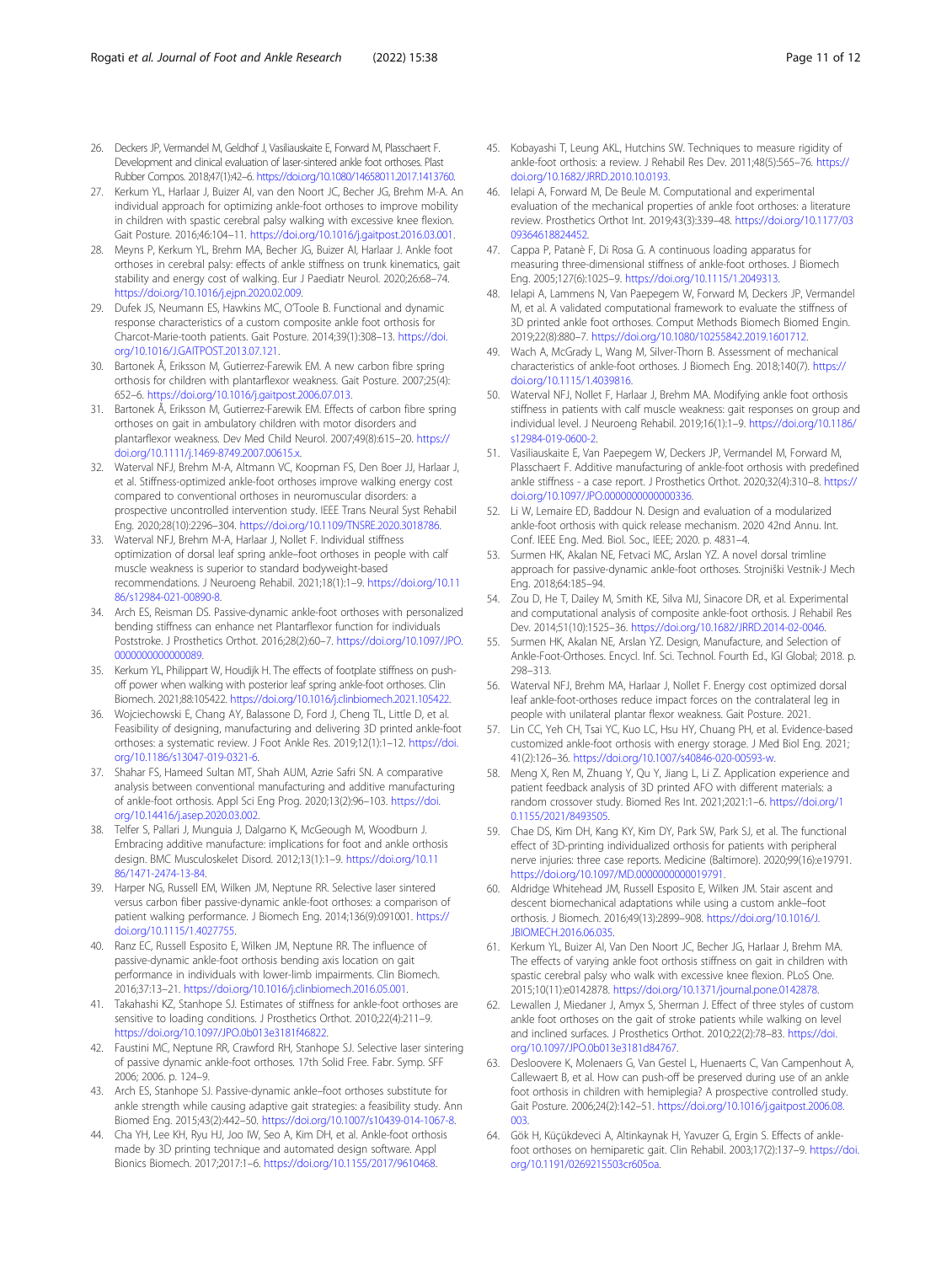26. Deckers JP, Vermandel M, Geldhof J, Vasiliauskaite E, Forward M, Plasschaert F. Development and clinical evaluation of laser-sintered ankle foot orthoses. Plast Rubber Compos. 2018;47(1):42–6. https://doi.org/10.1080/14658011.2017.1413760.
27. Kerkum YL, Harlaar J, Buizer AI, van den Noort JC, Becher JG, Brehm M-A. An individual approach for optimizing ankle-foot orthoses to improve mobility in children with spastic cerebral palsy walking with excessive knee flexion. Gait Posture. 2016;46:104–11. https://doi.org/10.1016/j.gaitpost.2016.03.001.
28. Meyns P, Kerkum YL, Brehm MA, Becher JG, Buizer AI, Harlaar J. Ankle foot orthoses in cerebral palsy: effects of ankle stiffness on trunk kinematics, gait stability and energy cost of walking. Eur J Paediatr Neurol. 2020;26:68–74. https://doi.org/10.1016/j.ejpn.2020.02.009.
29. Dufek JS, Neumann ES, Hawkins MC, O'Toole B. Functional and dynamic response characteristics of a custom composite ankle foot orthosis for Charcot-Marie-tooth patients. Gait Posture. 2014;39(1):308–13. https://doi.org/10.1016/J.GAITPOST.2013.07.121.
30. Bartonek Å, Eriksson M, Gutierrez-Farewik EM. A new carbon fibre spring orthosis for children with plantarflexor weakness. Gait Posture. 2007;25(4):652–6. https://doi.org/10.1016/j.gaitpost.2006.07.013.
31. Bartonek Å, Eriksson M, Gutierrez-Farewik EM. Effects of carbon fibre spring orthoses on gait in ambulatory children with motor disorders and plantarflexor weakness. Dev Med Child Neurol. 2007;49(8):615–20. https://doi.org/10.1111/j.1469-8749.2007.00615.x.
32. Waterval NFJ, Brehm M-A, Altmann VC, Koopman FS, Den Boer JJ, Harlaar J, et al. Stiffness-optimized ankle-foot orthoses improve walking energy cost compared to conventional orthoses in neuromuscular disorders: a prospective uncontrolled intervention study. IEEE Trans Neural Syst Rehabil Eng. 2020;28(10):2296–304. https://doi.org/10.1109/TNSRE.2020.3018786.
33. Waterval NFJ, Brehm M-A, Harlaar J, Nollet F. Individual stiffness optimization of dorsal leaf spring ankle–foot orthoses in people with calf muscle weakness is superior to standard bodyweight-based recommendations. J Neuroeng Rehabil. 2021;18(1):1–9. https://doi.org/10.1186/s12984-021-00890-8.
34. Arch ES, Reisman DS. Passive-dynamic ankle-foot orthoses with personalized bending stiffness can enhance net Plantarflexor function for individuals Poststroke. J Prosthetic Orthot. 2016;28(2):60–7. https://doi.org/10.1097/JPO.0000000000000089.
35. Kerkum YL, Philippart W, Houdijk H. The effects of footplate stiffness on push-off power when walking with posterior leaf spring ankle-foot orthoses. Clin Biomech. 2021;88:105422. https://doi.org/10.1016/j.clinbiomech.2021.105422.
36. Wojciechowski E, Chang AY, Balassone D, Ford J, Cheng TL, Little D, et al. Feasibility of designing, manufacturing and delivering 3D printed ankle-foot orthoses: a systematic review. J Foot Ankle Res. 2019;12(1):1–12. https://doi.org/10.1186/s13047-019-0321-6.
37. Shahar FS, Hameed Sultan MT, Shah AUM, Azrie Safri SN. A comparative analysis between conventional manufacturing and additive manufacturing of ankle-foot orthosis. Appl Sci Eng Prog. 2020;13(2):96–103. https://doi.org/10.14416/j.asep.2020.03.002.
38. Telfer S, Pallari J, Munguia J, Dalgarno K, McGeough M, Woodburn J. Embracing additive manufacture: implications for foot and ankle orthosis design. BMC Musculoskelet Disord. 2012;13(1):1–9. https://doi.org/10.1186/1471-2474-13-84.
39. Harper NG, Russell EM, Wilken JM, Neptune RR. Selective laser sintered versus carbon fiber passive-dynamic ankle-foot orthoses: a comparison of patient walking performance. J Biomech Eng. 2014;136(9):091001. https://doi.org/10.1115/1.4027755.
40. Ranz EC, Russell Esposito E, Wilken JM, Neptune RR. The influence of passive-dynamic ankle-foot orthosis bending axis location on gait performance in individuals with lower-limb impairments. Clin Biomech. 2016;37:13–21. https://doi.org/10.1016/j.clinbiomech.2016.05.001.
41. Takahashi KZ, Stanhope SJ. Estimates of stiffness for ankle-foot orthoses are sensitive to loading conditions. J Prosthetics Orthot. 2010;22(4):211–9. https://doi.org/10.1097/JPO.0b013e3181f46822.
42. Faustini MC, Neptune RR, Crawford RH, Stanhope SJ. Selective laser sintering of passive dynamic ankle-foot orthoses. 17th Solid Free. Fabr. Symp. SFF 2006; 2006. p. 124–9.
43. Arch ES, Stanhope SJ. Passive-dynamic ankle–foot orthoses substitute for ankle strength while causing adaptive gait strategies: a feasibility study. Ann Biomed Eng. 2015;43(2):442–50. https://doi.org/10.1007/s10439-014-1067-8.
44. Cha YH, Lee KH, Ryu HJ, Joo IW, Seo A, Kim DH, et al. Ankle-foot orthosis made by 3D printing technique and automated design software. Appl Bionics Biomech. 2017;2017:1–6. https://doi.org/10.1155/2017/9610468.
45. Kobayashi T, Leung AKL, Hutchins SW. Techniques to measure rigidity of ankle-foot orthosis: a review. J Rehabil Res Dev. 2011;48(5):565–76. https://doi.org/10.1682/JRRD.2010.10.0193.
46. Ielapi A, Forward M, De Beule M. Computational and experimental evaluation of the mechanical properties of ankle foot orthoses: a literature review. Prosthetics Orthot Int. 2019;43(3):339–48. https://doi.org/10.1177/0309364618824452.
47. Cappa P, Patanè F, Di Rosa G. A continuous loading apparatus for measuring three-dimensional stiffness of ankle-foot orthoses. J Biomech Eng. 2005;127(6):1025–9. https://doi.org/10.1115/1.2049313.
48. Ielapi A, Lammens N, Van Paepegem W, Forward M, Deckers JP, Vermandel M, et al. A validated computational framework to evaluate the stiffness of 3D printed ankle foot orthoses. Comput Methods Biomech Biomed Engin. 2019;22(8):880–7. https://doi.org/10.1080/10255842.2019.1601712.
49. Wach A, McGrady L, Wang M, Silver-Thorn B. Assessment of mechanical characteristics of ankle-foot orthoses. J Biomech Eng. 2018;140(7). https://doi.org/10.1115/1.4039816.
50. Waterval NFJ, Nollet F, Harlaar J, Brehm MA. Modifying ankle foot orthosis stiffness in patients with calf muscle weakness: gait responses on group and individual level. J Neuroeng Rehabil. 2019;16(1):1–9. https://doi.org/10.1186/s12984-019-0600-2.
51. Vasiliauskaite E, Van Paepegem W, Deckers JP, Vermandel M, Forward M, Plasschaert F. Additive manufacturing of ankle-foot orthosis with predefined ankle stiffness - a case report. J Prosthetics Orthot. 2020;32(4):310–8. https://doi.org/10.1097/JPO.0000000000000336.
52. Li W, Lemaire ED, Baddour N. Design and evaluation of a modularized ankle-foot orthosis with quick release mechanism. 2020 42nd Annu. Int. Conf. IEEE Eng. Med. Biol. Soc., IEEE; 2020. p. 4831–4.
53. Surmen HK, Akalan NE, Fetvaci MC, Arslan YZ. A novel dorsal trimline approach for passive-dynamic ankle-foot orthoses. Strojniški Vestnik-J Mech Eng. 2018;64:185–94.
54. Zou D, He T, Dailey M, Smith KE, Silva MJ, Sinacore DR, et al. Experimental and computational analysis of composite ankle-foot orthosis. J Rehabil Res Dev. 2014;51(10):1525–36. https://doi.org/10.1682/JRRD.2014-02-0046.
55. Surmen HK, Akalan NE, Arslan YZ. Design, Manufacture, and Selection of Ankle-Foot-Orthoses. Encycl. Inf. Sci. Technol. Fourth Ed., IGI Global; 2018. p. 298–313.
56. Waterval NFJ, Brehm MA, Harlaar J, Nollet F. Energy cost optimized dorsal leaf ankle-foot-orthoses reduce impact forces on the contralateral leg in people with unilateral plantar flexor weakness. Gait Posture. 2021.
57. Lin CC, Yeh CH, Tsai YC, Kuo LC, Hsu HY, Chuang PH, et al. Evidence-based customized ankle-foot orthosis with energy storage. J Med Biol Eng. 2021;41(2):126–36. https://doi.org/10.1007/s40846-020-00593-w.
58. Meng X, Ren M, Zhuang Y, Qu Y, Jiang L, Li Z. Application experience and patient feedback analysis of 3D printed AFO with different materials: a random crossover study. Biomed Res Int. 2021;2021:1–6. https://doi.org/10.1155/2021/8493505.
59. Chae DS, Kim DH, Kang KY, Kim DY, Park SW, Park SJ, et al. The functional effect of 3D-printing individualized orthosis for patients with peripheral nerve injuries: three case reports. Medicine (Baltimore). 2020;99(16):e19791. https://doi.org/10.1097/MD.0000000000019791.
60. Aldridge Whitehead JM, Russell Esposito E, Wilken JM. Stair ascent and descent biomechanical adaptations while using a custom ankle–foot orthosis. J Biomech. 2016;49(13):2899–908. https://doi.org/10.1016/J.JBIOMECH.2016.06.035.
61. Kerkum YL, Buizer AI, Van Den Noort JC, Becher JG, Harlaar J, Brehm MA. The effects of varying ankle foot orthosis stiffness on gait in children with spastic cerebral palsy who walk with excessive knee flexion. PLoS One. 2015;10(11):e0142878. https://doi.org/10.1371/journal.pone.0142878.
62. Lewallen J, Miedaner J, Amyx S, Sherman J. Effect of three styles of custom ankle foot orthoses on the gait of stroke patients while walking on level and inclined surfaces. J Prosthetics Orthot. 2010;22(2):78–83. https://doi.org/10.1097/JPO.0b013e3181d84767.
63. Desloovere K, Molenaers G, Van Gestel L, Huenaerts C, Van Campenhout A, Callewaert B, et al. How can push-off be preserved during use of an ankle foot orthosis in children with hemiplegia? A prospective controlled study. Gait Posture. 2006;24(2):142–51. https://doi.org/10.1016/j.gaitpost.2006.08.003.
64. Gök H, Küçükdeveci A, Altinkaynak H, Yavuzer G, Ergin S. Effects of ankle-foot orthoses on hemiparetic gait. Clin Rehabil. 2003;17(2):137–9. https://doi.org/10.1191/0269215503cr605oa.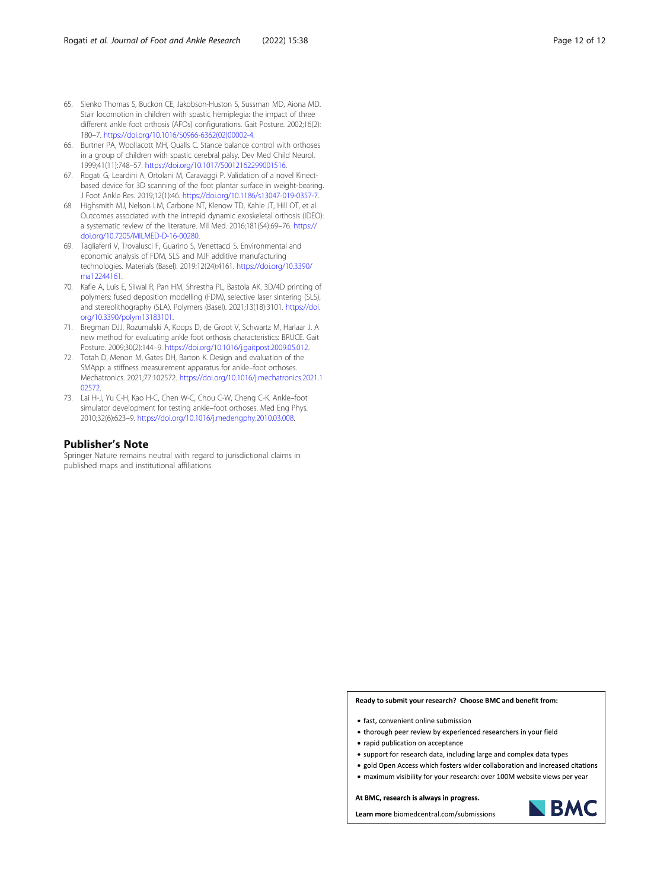65. Sienko Thomas S, Buckon CE, Jakobson-Huston S, Sussman MD, Aiona MD. Stair locomotion in children with spastic hemiplegia: the impact of three different ankle foot orthosis (AFOs) configurations. Gait Posture. 2002;16(2): 180–7. https://doi.org/10.1016/S0966-6362(02)00002-4.
66. Burtner PA, Woollacott MH, Qualls C. Stance balance control with orthoses in a group of children with spastic cerebral palsy. Dev Med Child Neurol. 1999;41(11):748–57. https://doi.org/10.1017/S0012162299001516.
67. Rogati G, Leardini A, Ortolani M, Caravaggi P. Validation of a novel Kinect-based device for 3D scanning of the foot plantar surface in weight-bearing. J Foot Ankle Res. 2019;12(1):46. https://doi.org/10.1186/s13047-019-0357-7.
68. Highsmith MJ, Nelson LM, Carbone NT, Klenow TD, Kahle JT, Hill OT, et al. Outcomes associated with the intrepid dynamic exoskeletal orthosis (IDEO): a systematic review of the literature. Mil Med. 2016;181(S4):69–76. https://doi.org/10.7205/MILMED-D-16-00280.
69. Tagliaferri V, Trovalusci F, Guarino S, Venettacci S. Environmental and economic analysis of FDM, SLS and MJF additive manufacturing technologies. Materials (Basel). 2019;12(24):4161. https://doi.org/10.3390/ma12244161.
70. Kafle A, Luis E, Silwal R, Pan HM, Shrestha PL, Bastola AK. 3D/4D printing of polymers: fused deposition modelling (FDM), selective laser sintering (SLS), and stereolithography (SLA). Polymers (Basel). 2021;13(18):3101. https://doi.org/10.3390/polym13183101.
71. Bregman DJJ, Rozumalski A, Koops D, de Groot V, Schwartz M, Harlaar J. A new method for evaluating ankle foot orthosis characteristics: BRUCE. Gait Posture. 2009;30(2):144–9. https://doi.org/10.1016/j.gaitpost.2009.05.012.
72. Totah D, Menon M, Gates DH, Barton K. Design and evaluation of the SMApp: a stiffness measurement apparatus for ankle–foot orthoses. Mechatronics. 2021;77:102572. https://doi.org/10.1016/j.mechatronics.2021.102572.
73. Lai H-J, Yu C-H, Kao H-C, Chen W-C, Chou C-W, Cheng C-K. Ankle–foot simulator development for testing ankle–foot orthoses. Med Eng Phys. 2010;32(6):623–9. https://doi.org/10.1016/j.medengphy.2010.03.008.

## Publisher's Note

Springer Nature remains neutral with regard to jurisdictional claims in published maps and institutional affiliations.

**Ready to submit your research? Choose BMC and benefit from:**

- fast, convenient online submission
- thorough peer review by experienced researchers in your field
- rapid publication on acceptance
- support for research data, including large and complex data types
- gold Open Access which fosters wider collaboration and increased citations
- maximum visibility for your research: over 100M website views per year

**At BMC, research is always in progress.**

**Learn more** biomedcentral.com/submissions

BMC